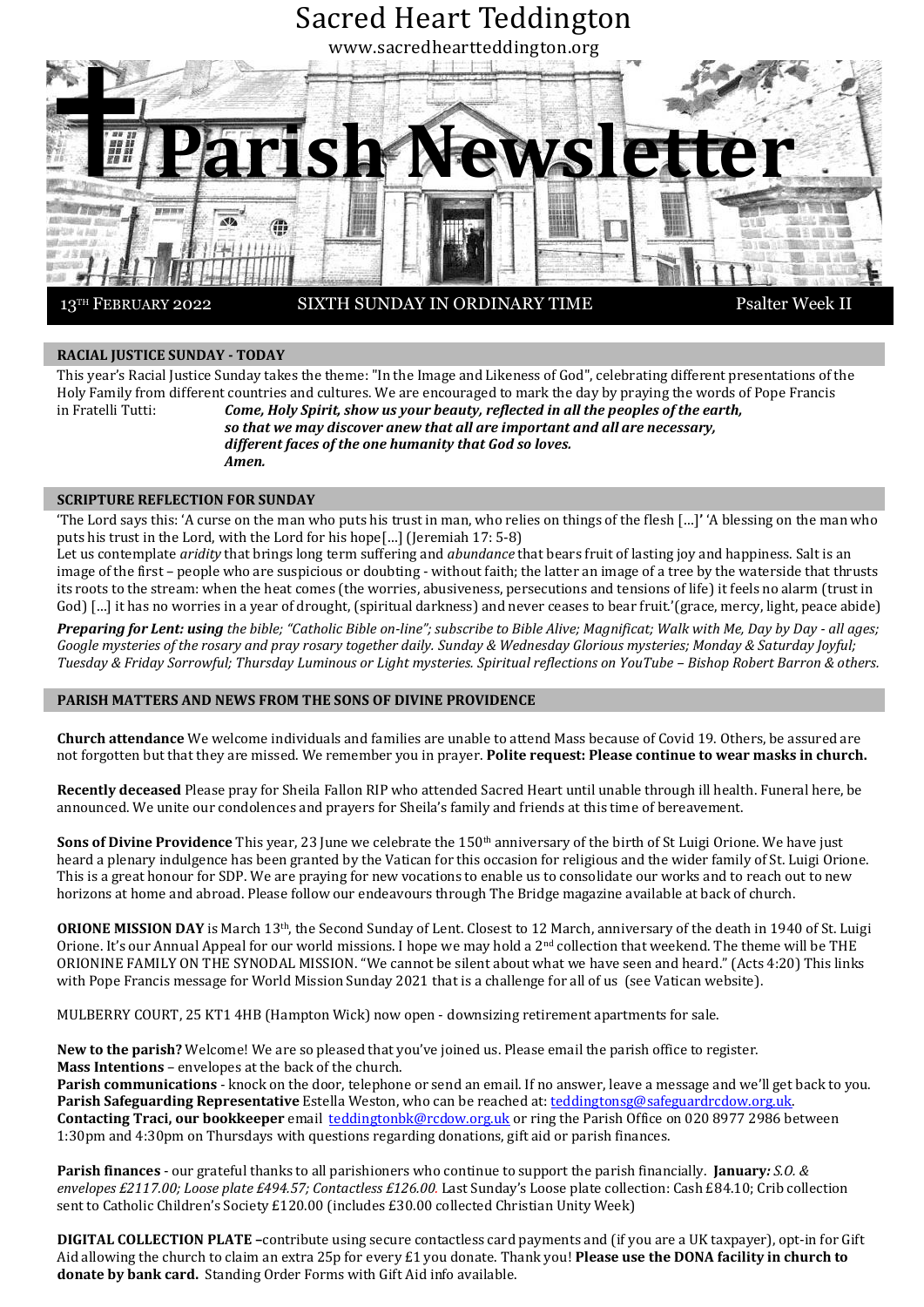# Sacred Heart Teddington

www.sacredheartteddington.org

# Parish Newsletter

13TH FEBRUARY 2022 — SIXTH SUNDAY IN ORDINARY TIME — Psalter Week II

## RACIAL JUSTICE SUNDAY - TODAY

This year's Racial Justice Sunday takes the theme: "In the Image and Likeness of God", celebrating different presentations of the Holy Family from different countries and cultures. We are encouraged to mark the day by praying the words of Pope Francis in Fratelli Tutti:

***Come, Holy Spirit, show us your beauty, reflected in all the peoples of the earth,***
***so that we may discover anew that all are important and all are necessary,***
***different faces of the one humanity that God so loves.***
***Amen.***

## SCRIPTURE REFLECTION FOR SUNDAY

'The Lord says this: 'A curse on the man who puts his trust in man, who relies on things of the flesh […]' 'A blessing on the man who puts his trust in the Lord, with the Lord for his hope[…] (Jeremiah 17: 5-8)

Let us contemplate *aridity* that brings long term suffering and *abundance* that bears fruit of lasting joy and happiness. Salt is an image of the first – people who are suspicious or doubting - without faith; the latter an image of a tree by the waterside that thrusts its roots to the stream: when the heat comes (the worries, abusiveness, persecutions and tensions of life) it feels no alarm (trust in God) […] it has no worries in a year of drought, (spiritual darkness) and never ceases to bear fruit.'(grace, mercy, light, peace abide)

***Preparing for Lent: using*** *the bible; "Catholic Bible on-line"; subscribe to Bible Alive; Magnificat; Walk with Me, Day by Day - all ages; Google mysteries of the rosary and pray rosary together daily. Sunday & Wednesday Glorious mysteries; Monday & Saturday Joyful; Tuesday & Friday Sorrowful; Thursday Luminous or Light mysteries. Spiritual reflections on YouTube – Bishop Robert Barron & others.*

## PARISH MATTERS AND NEWS FROM THE SONS OF DIVINE PROVIDENCE

**Church attendance** We welcome individuals and families are unable to attend Mass because of Covid 19. Others, be assured are not forgotten but that they are missed. We remember you in prayer. **Polite request: Please continue to wear masks in church.**

**Recently deceased** Please pray for Sheila Fallon RIP who attended Sacred Heart until unable through ill health. Funeral here, be announced. We unite our condolences and prayers for Sheila's family and friends at this time of bereavement.

**Sons of Divine Providence** This year, 23 June we celebrate the 150th anniversary of the birth of St Luigi Orione. We have just heard a plenary indulgence has been granted by the Vatican for this occasion for religious and the wider family of St. Luigi Orione. This is a great honour for SDP. We are praying for new vocations to enable us to consolidate our works and to reach out to new horizons at home and abroad. Please follow our endeavours through The Bridge magazine available at back of church.

**ORIONE MISSION DAY** is March 13th, the Second Sunday of Lent. Closest to 12 March, anniversary of the death in 1940 of St. Luigi Orione. It's our Annual Appeal for our world missions. I hope we may hold a 2nd collection that weekend. The theme will be THE ORIONINE FAMILY ON THE SYNODAL MISSION. "We cannot be silent about what we have seen and heard." (Acts 4:20) This links with Pope Francis message for World Mission Sunday 2021 that is a challenge for all of us (see Vatican website).

MULBERRY COURT, 25 KT1 4HB (Hampton Wick) now open - downsizing retirement apartments for sale.

**New to the parish?** Welcome! We are so pleased that you've joined us. Please email the parish office to register.
**Mass Intentions** – envelopes at the back of the church.
**Parish communications** - knock on the door, telephone or send an email. If no answer, leave a message and we'll get back to you.
**Parish Safeguarding Representative** Estella Weston, who can be reached at: teddingtonsg@safeguardrcdow.org.uk.
**Contacting Traci, our bookkeeper** email teddingtonbk@rcdow.org.uk or ring the Parish Office on 020 8977 2986 between 1:30pm and 4:30pm on Thursdays with questions regarding donations, gift aid or parish finances.

**Parish finances** - our grateful thanks to all parishioners who continue to support the parish financially. **January***: S.O. & envelopes £2117.00; Loose plate £494.57; Contactless £126.00.* Last Sunday's Loose plate collection: Cash £84.10; Crib collection sent to Catholic Children's Society £120.00 (includes £30.00 collected Christian Unity Week)

**DIGITAL COLLECTION PLATE –**contribute using secure contactless card payments and (if you are a UK taxpayer), opt-in for Gift Aid allowing the church to claim an extra 25p for every £1 you donate. Thank you! **Please use the DONA facility in church to donate by bank card.** Standing Order Forms with Gift Aid info available.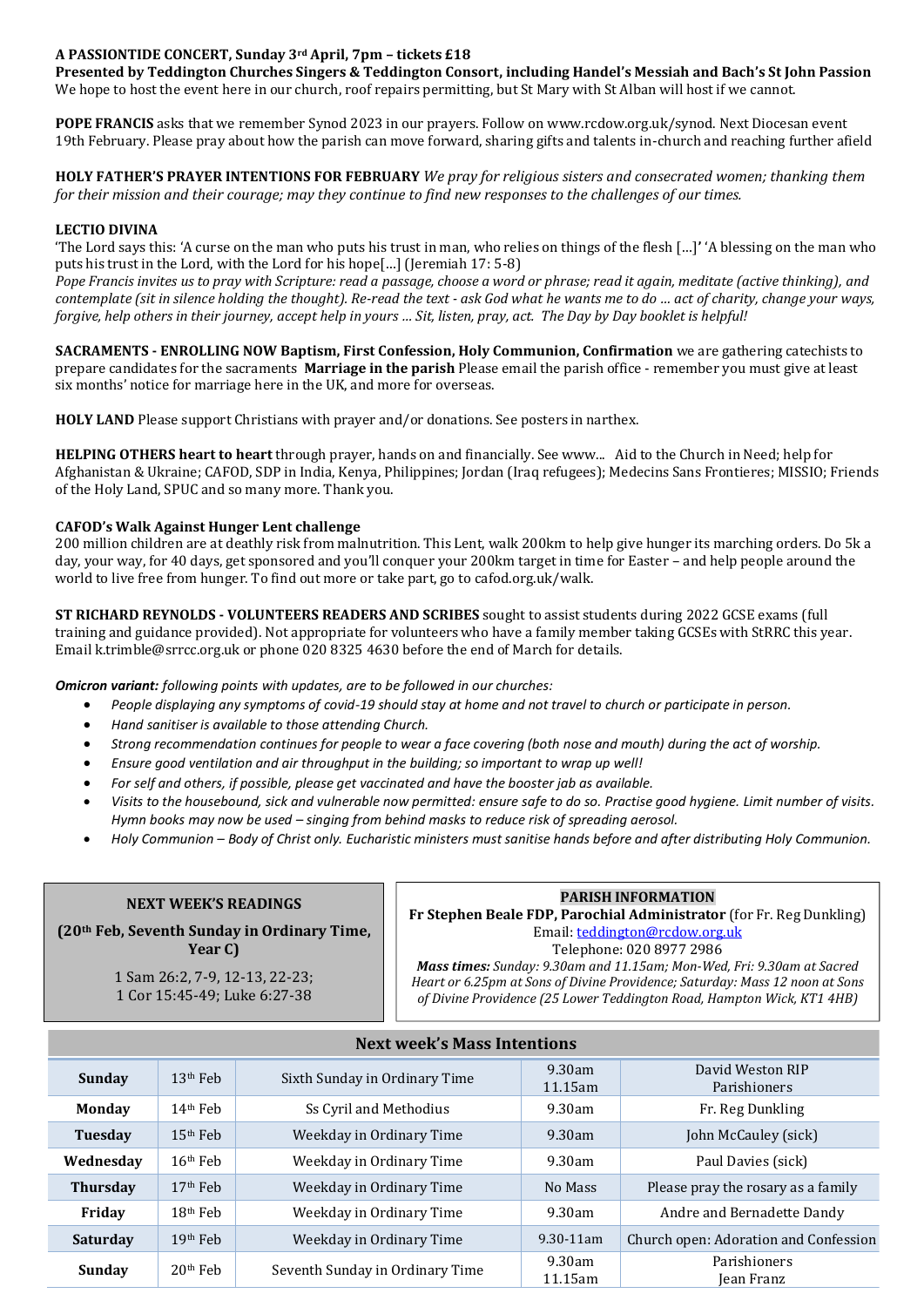**A PASSIONTIDE CONCERT, Sunday 3rd April, 7pm – tickets £18**
**Presented by Teddington Churches Singers & Teddington Consort, including Handel's Messiah and Bach's St John Passion**
We hope to host the event here in our church, roof repairs permitting, but St Mary with St Alban will host if we cannot.

**POPE FRANCIS** asks that we remember Synod 2023 in our prayers. Follow on www.rcdow.org.uk/synod. Next Diocesan event 19th February. Please pray about how the parish can move forward, sharing gifts and talents in-church and reaching further afield

**HOLY FATHER'S PRAYER INTENTIONS FOR FEBRUARY** *We pray for religious sisters and consecrated women; thanking them for their mission and their courage; may they continue to find new responses to the challenges of our times.*

**LECTIO DIVINA**
'The Lord says this: 'A curse on the man who puts his trust in man, who relies on things of the flesh […]**'** 'A blessing on the man who puts his trust in the Lord, with the Lord for his hope[…] (Jeremiah 17: 5-8)
*Pope Francis invites us to pray with Scripture: read a passage, choose a word or phrase; read it again, meditate (active thinking), and contemplate (sit in silence holding the thought). Re-read the text - ask God what he wants me to do … act of charity, change your ways, forgive, help others in their journey, accept help in yours … Sit, listen, pray, act. The Day by Day booklet is helpful!*

**SACRAMENTS - ENROLLING NOW Baptism, First Confession, Holy Communion, Confirmation** we are gathering catechists to prepare candidates for the sacraments **Marriage in the parish** Please email the parish office - remember you must give at least six months' notice for marriage here in the UK, and more for overseas.

**HOLY LAND** Please support Christians with prayer and/or donations. See posters in narthex.

**HELPING OTHERS heart to heart** through prayer, hands on and financially. See www... Aid to the Church in Need; help for Afghanistan & Ukraine; CAFOD, SDP in India, Kenya, Philippines; Jordan (Iraq refugees); Medecins Sans Frontieres; MISSIO; Friends of the Holy Land, SPUC and so many more. Thank you.

**CAFOD's Walk Against Hunger Lent challenge**
200 million children are at deathly risk from malnutrition. This Lent, walk 200km to help give hunger its marching orders. Do 5k a day, your way, for 40 days, get sponsored and you'll conquer your 200km target in time for Easter – and help people around the world to live free from hunger. To find out more or take part, go to cafod.org.uk/walk.

**ST RICHARD REYNOLDS - VOLUNTEERS READERS AND SCRIBES** sought to assist students during 2022 GCSE exams (full training and guidance provided). Not appropriate for volunteers who have a family member taking GCSEs with StRRC this year. Email k.trimble@srrcc.org.uk or phone 020 8325 4630 before the end of March for details.

***Omicron variant:*** *following points with updates, are to be followed in our churches:*

- *People displaying any symptoms of covid-19 should stay at home and not travel to church or participate in person.*
- *Hand sanitiser is available to those attending Church.*
- *Strong recommendation continues for people to wear a face covering (both nose and mouth) during the act of worship.*
- *Ensure good ventilation and air throughput in the building; so important to wrap up well!*
- *For self and others, if possible, please get vaccinated and have the booster jab as available.*
- *Visits to the housebound, sick and vulnerable now permitted: ensure safe to do so. Practise good hygiene. Limit number of visits. Hymn books may now be used – singing from behind masks to reduce risk of spreading aerosol.*
- *Holy Communion – Body of Christ only. Eucharistic ministers must sanitise hands before and after distributing Holy Communion.*

**NEXT WEEK'S READINGS**

**(20th Feb, Seventh Sunday in Ordinary Time, Year C)**

1 Sam 26:2, 7-9, 12-13, 22-23;
1 Cor 15:45-49; Luke 6:27-38

**PARISH INFORMATION**

**Fr Stephen Beale FDP, Parochial Administrator** (for Fr. Reg Dunkling)
Email: teddington@rcdow.org.uk
Telephone: 020 8977 2986
***Mass times:*** *Sunday: 9.30am and 11.15am; Mon-Wed, Fri: 9.30am at Sacred Heart or 6.25pm at Sons of Divine Providence; Saturday: Mass 12 noon at Sons of Divine Providence (25 Lower Teddington Road, Hampton Wick, KT1 4HB)*

**Next week's Mass Intentions**

| | | | | |
|---|---|---|---|---|
| **Sunday** | 13th Feb | Sixth Sunday in Ordinary Time | 9.30am 11.15am | David Weston RIP Parishioners |
| **Monday** | 14th Feb | Ss Cyril and Methodius | 9.30am | Fr. Reg Dunkling |
| **Tuesday** | 15th Feb | Weekday in Ordinary Time | 9.30am | John McCauley (sick) |
| **Wednesday** | 16th Feb | Weekday in Ordinary Time | 9.30am | Paul Davies (sick) |
| **Thursday** | 17th Feb | Weekday in Ordinary Time | No Mass | Please pray the rosary as a family |
| **Friday** | 18th Feb | Weekday in Ordinary Time | 9.30am | Andre and Bernadette Dandy |
| **Saturday** | 19th Feb | Weekday in Ordinary Time | 9.30-11am | Church open: Adoration and Confession |
| **Sunday** | 20th Feb | Seventh Sunday in Ordinary Time | 9.30am 11.15am | Parishioners Jean Franz |